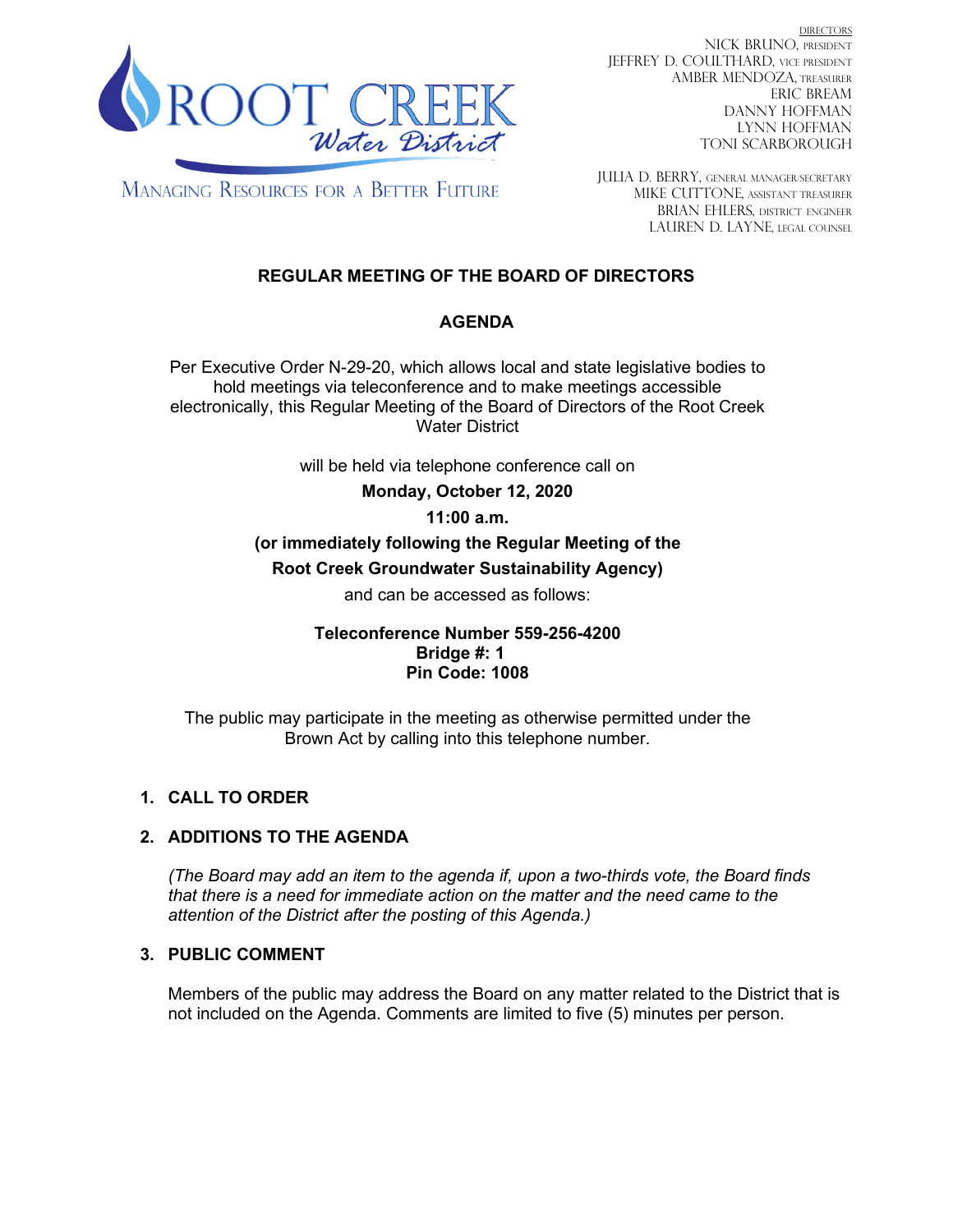ROOT CREEK *Water District*

MANAGING RESOURCES FOR A BETTER FUTURE

DIRECTORS
NICK BRUNO, PRESIDENT
JEFFREY D. COULTHARD, VICE PRESIDENT
AMBER MENDOZA, TREASURER
ERIC BREAM
DANNY HOFFMAN
LYNN HOFFMAN
TONI SCARBOROUGH

JULIA D. BERRY, GENERAL MANAGER/SECRETARY
MIKE CUTTONE, ASSISTANT TREASURER
BRIAN EHLERS, DISTRICT ENGINEER
LAUREN D. LAYNE, LEGAL COUNSEL

# REGULAR MEETING OF THE BOARD OF DIRECTORS

## AGENDA

Per Executive Order N-29-20, which allows local and state legislative bodies to hold meetings via teleconference and to make meetings accessible electronically, this Regular Meeting of the Board of Directors of the Root Creek Water District

will be held via telephone conference call on

**Monday, October 12, 2020**

**11:00 a.m.**

**(or immediately following the Regular Meeting of the Root Creek Groundwater Sustainability Agency)**

and can be accessed as follows:

**Teleconference Number 559-256-4200**
**Bridge #: 1**
**Pin Code: 1008**

The public may participate in the meeting as otherwise permitted under the Brown Act by calling into this telephone number.

1. **CALL TO ORDER**

2. **ADDITIONS TO THE AGENDA**

   *(The Board may add an item to the agenda if, upon a two-thirds vote, the Board finds that there is a need for immediate action on the matter and the need came to the attention of the District after the posting of this Agenda.)*

3. **PUBLIC COMMENT**

   Members of the public may address the Board on any matter related to the District that is not included on the Agenda. Comments are limited to five (5) minutes per person.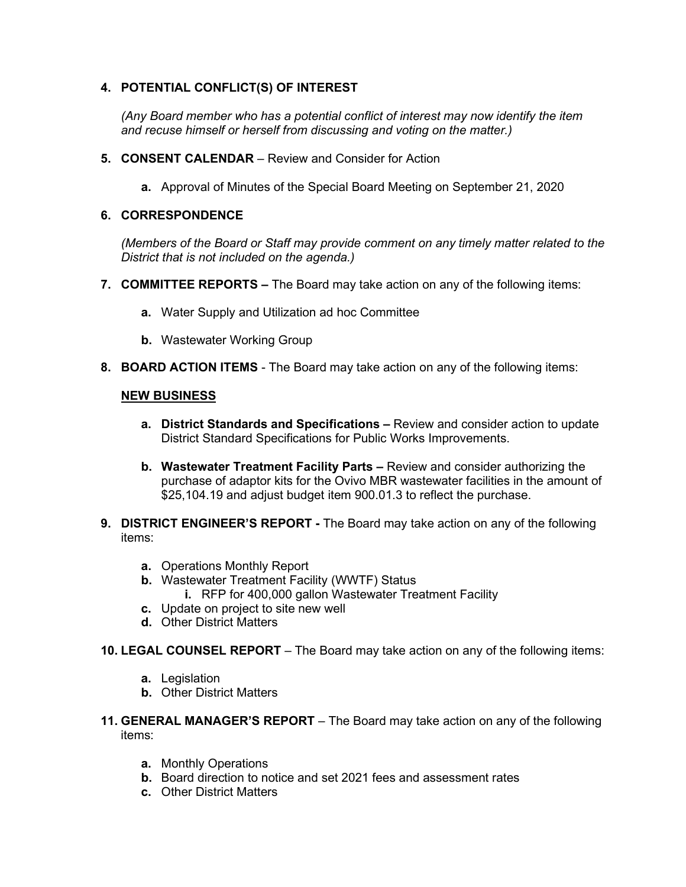**4. POTENTIAL CONFLICT(S) OF INTEREST**

*(Any Board member who has a potential conflict of interest may now identify the item and recuse himself or herself from discussing and voting on the matter.)*

**5. CONSENT CALENDAR** – Review and Consider for Action

- **a.** Approval of Minutes of the Special Board Meeting on September 21, 2020

**6. CORRESPONDENCE**

*(Members of the Board or Staff may provide comment on any timely matter related to the District that is not included on the agenda.)*

**7. COMMITTEE REPORTS –** The Board may take action on any of the following items:

- **a.** Water Supply and Utilization ad hoc Committee
- **b.** Wastewater Working Group

**8. BOARD ACTION ITEMS** - The Board may take action on any of the following items:

**NEW BUSINESS**

- **a. District Standards and Specifications –** Review and consider action to update District Standard Specifications for Public Works Improvements.
- **b. Wastewater Treatment Facility Parts –** Review and consider authorizing the purchase of adaptor kits for the Ovivo MBR wastewater facilities in the amount of $25,104.19 and adjust budget item 900.01.3 to reflect the purchase.

**9. DISTRICT ENGINEER'S REPORT -** The Board may take action on any of the following items:

- **a.** Operations Monthly Report
- **b.** Wastewater Treatment Facility (WWTF) Status
  - **i.** RFP for 400,000 gallon Wastewater Treatment Facility
- **c.** Update on project to site new well
- **d.** Other District Matters

**10. LEGAL COUNSEL REPORT** – The Board may take action on any of the following items:

- **a.** Legislation
- **b.** Other District Matters

**11. GENERAL MANAGER'S REPORT** – The Board may take action on any of the following items:

- **a.** Monthly Operations
- **b.** Board direction to notice and set 2021 fees and assessment rates
- **c.** Other District Matters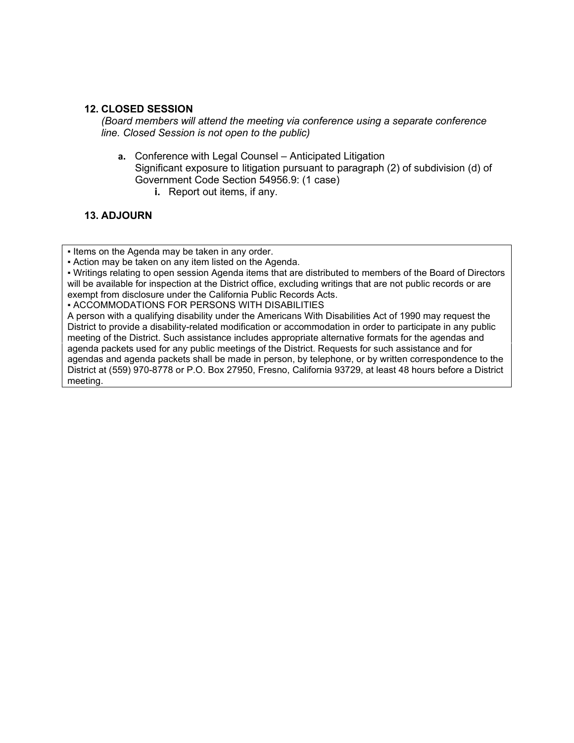**12. CLOSED SESSION**

*(Board members will attend the meeting via conference using a separate conference line. Closed Session is not open to the public)*

- **a.** Conference with Legal Counsel – Anticipated Litigation
  Significant exposure to litigation pursuant to paragraph (2) of subdivision (d) of Government Code Section 54956.9: (1 case)
    - **i.** Report out items, if any.

**13. ADJOURN**

▪ Items on the Agenda may be taken in any order.
▪ Action may be taken on any item listed on the Agenda.
▪ Writings relating to open session Agenda items that are distributed to members of the Board of Directors will be available for inspection at the District office, excluding writings that are not public records or are exempt from disclosure under the California Public Records Acts.
▪ ACCOMMODATIONS FOR PERSONS WITH DISABILITIES
A person with a qualifying disability under the Americans With Disabilities Act of 1990 may request the District to provide a disability-related modification or accommodation in order to participate in any public meeting of the District. Such assistance includes appropriate alternative formats for the agendas and agenda packets used for any public meetings of the District. Requests for such assistance and for agendas and agenda packets shall be made in person, by telephone, or by written correspondence to the District at (559) 970-8778 or P.O. Box 27950, Fresno, California 93729, at least 48 hours before a District meeting.